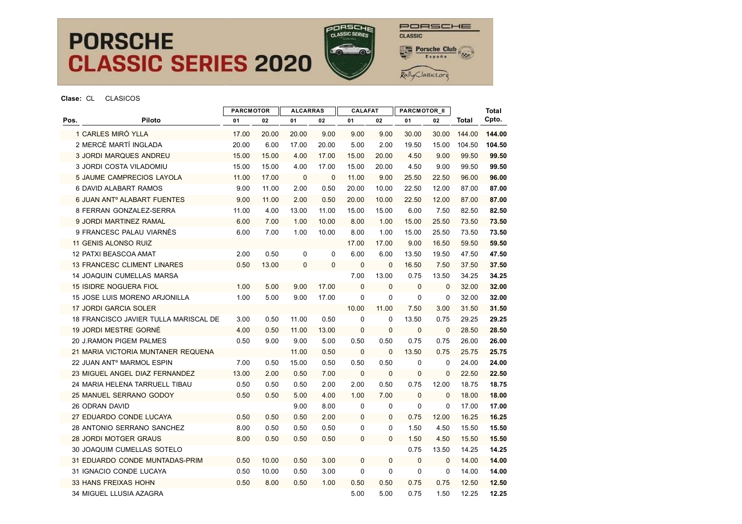# PORSCHE CLASSIC SERIES 2020

**Clase:** CL CLASICOS

| Pos. | Piloto | PARCMOTOR | | ALCARRAS | | CALAFAT | | PARCMOTOR_II | | Total | Total Cpto. |
|---|---|---|---|---|---|---|---|---|---|---|---|
| | | 01 | 02 | 01 | 02 | 01 | 02 | 01 | 02 | | |
| 1 | CARLES MIRÓ YLLA | 17.00 | 20.00 | 20.00 | 9.00 | 9.00 | 9.00 | 30.00 | 30.00 | 144.00 | **144.00** |
| 2 | MERCÈ MARTÍ INGLADA | 20.00 | 6.00 | 17.00 | 20.00 | 5.00 | 2.00 | 19.50 | 15.00 | 104.50 | **104.50** |
| 3 | JORDI MARQUES ANDREU | 15.00 | 15.00 | 4.00 | 17.00 | 15.00 | 20.00 | 4.50 | 9.00 | 99.50 | **99.50** |
| 3 | JORDI COSTA VILADOMIU | 15.00 | 15.00 | 4.00 | 17.00 | 15.00 | 20.00 | 4.50 | 9.00 | 99.50 | **99.50** |
| 5 | JAUME CAMPRECIOS LAYOLA | 11.00 | 17.00 | 0 | 0 | 11.00 | 9.00 | 25.50 | 22.50 | 96.00 | **96.00** |
| 6 | DAVID ALABART RAMOS | 9.00 | 11.00 | 2.00 | 0.50 | 20.00 | 10.00 | 22.50 | 12.00 | 87.00 | **87.00** |
| 6 | JUAN ANTº ALABART FUENTES | 9.00 | 11.00 | 2.00 | 0.50 | 20.00 | 10.00 | 22.50 | 12.00 | 87.00 | **87.00** |
| 8 | FERRAN GONZALEZ-SERRA | 11.00 | 4.00 | 13.00 | 11.00 | 15.00 | 15.00 | 6.00 | 7.50 | 82.50 | **82.50** |
| 9 | JORDI MARTINEZ RAMAL | 6.00 | 7.00 | 1.00 | 10.00 | 8.00 | 1.00 | 15.00 | 25.50 | 73.50 | **73.50** |
| 9 | FRANCESC PALAU VIARNÈS | 6.00 | 7.00 | 1.00 | 10.00 | 8.00 | 1.00 | 15.00 | 25.50 | 73.50 | **73.50** |
| 11 | GENIS ALONSO RUIZ | | | | | 17.00 | 17.00 | 9.00 | 16.50 | 59.50 | **59.50** |
| 12 | PATXI BEASCOA AMAT | 2.00 | 0.50 | 0 | 0 | 6.00 | 6.00 | 13.50 | 19.50 | 47.50 | **47.50** |
| 13 | FRANCESC CLIMENT LINARES | 0.50 | 13.00 | 0 | 0 | 0 | 0 | 16.50 | 7.50 | 37.50 | **37.50** |
| 14 | JOAQUIN CUMELLAS MARSA | | | | | 7.00 | 13.00 | 0.75 | 13.50 | 34.25 | **34.25** |
| 15 | ISIDRE NOGUERA FIOL | 1.00 | 5.00 | 9.00 | 17.00 | 0 | 0 | 0 | 0 | 32.00 | **32.00** |
| 15 | JOSE LUIS MORENO ARJONILLA | 1.00 | 5.00 | 9.00 | 17.00 | 0 | 0 | 0 | 0 | 32.00 | **32.00** |
| 17 | JORDI GARCIA SOLER | | | | | 10.00 | 11.00 | 7.50 | 3.00 | 31.50 | **31.50** |
| 18 | FRANCISCO JAVIER TULLA MARISCAL DE | 3.00 | 0.50 | 11.00 | 0.50 | 0 | 0 | 13.50 | 0.75 | 29.25 | **29.25** |
| 19 | JORDI MESTRE GORNÉ | 4.00 | 0.50 | 11.00 | 13.00 | 0 | 0 | 0 | 0 | 28.50 | **28.50** |
| 20 | J.RAMON PIGEM PALMES | 0.50 | 9.00 | 9.00 | 5.00 | 0.50 | 0.50 | 0.75 | 0.75 | 26.00 | **26.00** |
| 21 | MARIA VICTORIA MUNTANER REQUENA | | | 11.00 | 0.50 | 0 | 0 | 13.50 | 0.75 | 25.75 | **25.75** |
| 22 | JUAN ANTº MARMOL ESPIN | 7.00 | 0.50 | 15.00 | 0.50 | 0.50 | 0.50 | 0 | 0 | 24.00 | **24.00** |
| 23 | MIGUEL ANGEL DIAZ FERNANDEZ | 13.00 | 2.00 | 0.50 | 7.00 | 0 | 0 | 0 | 0 | 22.50 | **22.50** |
| 24 | MARIA HELENA TARRUELL TIBAU | 0.50 | 0.50 | 0.50 | 2.00 | 2.00 | 0.50 | 0.75 | 12.00 | 18.75 | **18.75** |
| 25 | MANUEL SERRANO GODOY | 0.50 | 0.50 | 5.00 | 4.00 | 1.00 | 7.00 | 0 | 0 | 18.00 | **18.00** |
| 26 | ODRAN DAVID | | | 9.00 | 8.00 | 0 | 0 | 0 | 0 | 17.00 | **17.00** |
| 27 | EDUARDO CONDE LUCAYA | 0.50 | 0.50 | 0.50 | 2.00 | 0 | 0 | 0.75 | 12.00 | 16.25 | **16.25** |
| 28 | ANTONIO SERRANO SANCHEZ | 8.00 | 0.50 | 0.50 | 0.50 | 0 | 0 | 1.50 | 4.50 | 15.50 | **15.50** |
| 28 | JORDI MOTGER GRAUS | 8.00 | 0.50 | 0.50 | 0.50 | 0 | 0 | 1.50 | 4.50 | 15.50 | **15.50** |
| 30 | JOAQUIM CUMELLAS SOTELO | | | | | | | 0.75 | 13.50 | 14.25 | **14.25** |
| 31 | EDUARDO CONDE MUNTADAS-PRIM | 0.50 | 10.00 | 0.50 | 3.00 | 0 | 0 | 0 | 0 | 14.00 | **14.00** |
| 31 | IGNACIO CONDE LUCAYA | 0.50 | 10.00 | 0.50 | 3.00 | 0 | 0 | 0 | 0 | 14.00 | **14.00** |
| 33 | HANS FREIXAS HOHN | 0.50 | 8.00 | 0.50 | 1.00 | 0.50 | 0.50 | 0.75 | 0.75 | 12.50 | **12.50** |
| 34 | MIGUEL LLUSIA AZAGRA | | | | | 5.00 | 5.00 | 0.75 | 1.50 | 12.25 | **12.25** |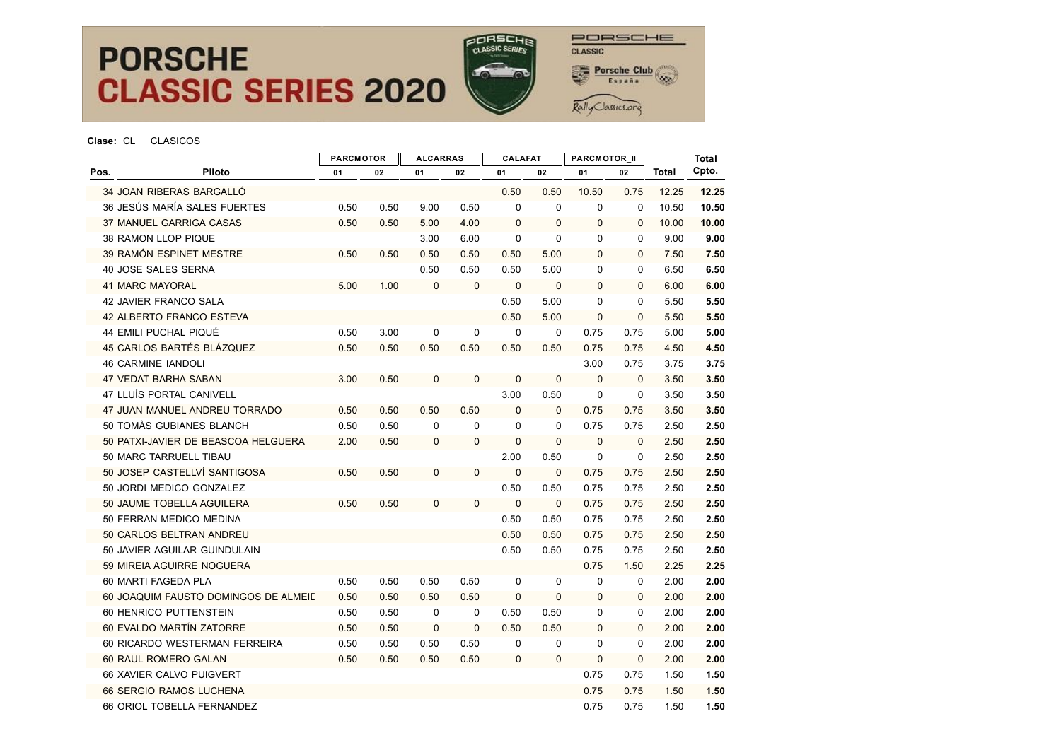# PORSCHE CLASSIC SERIES 2020

**Clase:** CL CLASICOS

| Pos. | Piloto | PARCMOTOR | | ALCARRAS | | CALAFAT | | PARCMOTOR_II | | Total | Total Cpto. |
|---|---|---|---|---|---|---|---|---|---|---|---|
| | | 01 | 02 | 01 | 02 | 01 | 02 | 01 | 02 | | |
| 34 | JOAN RIBERAS BARGALLÓ | | | | | 0.50 | 0.50 | 10.50 | 0.75 | 12.25 | **12.25** |
| 36 | JESÚS MARÍA SALES FUERTES | 0.50 | 0.50 | 9.00 | 0.50 | 0 | 0 | 0 | 0 | 10.50 | **10.50** |
| 37 | MANUEL GARRIGA CASAS | 0.50 | 0.50 | 5.00 | 4.00 | 0 | 0 | 0 | 0 | 10.00 | **10.00** |
| 38 | RAMON LLOP PIQUE | | | 3.00 | 6.00 | 0 | 0 | 0 | 0 | 9.00 | **9.00** |
| 39 | RAMÓN ESPINET MESTRE | 0.50 | 0.50 | 0.50 | 0.50 | 0.50 | 5.00 | 0 | 0 | 7.50 | **7.50** |
| 40 | JOSE SALES SERNA | | | 0.50 | 0.50 | 0.50 | 5.00 | 0 | 0 | 6.50 | **6.50** |
| 41 | MARC MAYORAL | 5.00 | 1.00 | 0 | 0 | 0 | 0 | 0 | 0 | 6.00 | **6.00** |
| 42 | JAVIER FRANCO SALA | | | | | 0.50 | 5.00 | 0 | 0 | 5.50 | **5.50** |
| 42 | ALBERTO FRANCO ESTEVA | | | | | 0.50 | 5.00 | 0 | 0 | 5.50 | **5.50** |
| 44 | EMILI PUCHAL PIQUÉ | 0.50 | 3.00 | 0 | 0 | 0 | 0 | 0.75 | 0.75 | 5.00 | **5.00** |
| 45 | CARLOS BARTÉS BLÁZQUEZ | 0.50 | 0.50 | 0.50 | 0.50 | 0.50 | 0.50 | 0.75 | 0.75 | 4.50 | **4.50** |
| 46 | CARMINE IANDOLI | | | | | | | 3.00 | 0.75 | 3.75 | **3.75** |
| 47 | VEDAT BARHA SABAN | 3.00 | 0.50 | 0 | 0 | 0 | 0 | 0 | 0 | 3.50 | **3.50** |
| 47 | LLUÍS PORTAL CANIVELL | | | | | 3.00 | 0.50 | 0 | 0 | 3.50 | **3.50** |
| 47 | JUAN MANUEL ANDREU TORRADO | 0.50 | 0.50 | 0.50 | 0.50 | 0 | 0 | 0.75 | 0.75 | 3.50 | **3.50** |
| 50 | TOMÀS GUBIANES BLANCH | 0.50 | 0.50 | 0 | 0 | 0 | 0 | 0.75 | 0.75 | 2.50 | **2.50** |
| 50 | PATXI-JAVIER DE BEASCOA HELGUERA | 2.00 | 0.50 | 0 | 0 | 0 | 0 | 0 | 0 | 2.50 | **2.50** |
| 50 | MARC TARRUELL TIBAU | | | | | 2.00 | 0.50 | 0 | 0 | 2.50 | **2.50** |
| 50 | JOSEP CASTELLVÍ SANTIGOSA | 0.50 | 0.50 | 0 | 0 | 0 | 0 | 0.75 | 0.75 | 2.50 | **2.50** |
| 50 | JORDI MEDICO GONZALEZ | | | | | 0.50 | 0.50 | 0.75 | 0.75 | 2.50 | **2.50** |
| 50 | JAUME TOBELLA AGUILERA | 0.50 | 0.50 | 0 | 0 | 0 | 0 | 0.75 | 0.75 | 2.50 | **2.50** |
| 50 | FERRAN MEDICO MEDINA | | | | | 0.50 | 0.50 | 0.75 | 0.75 | 2.50 | **2.50** |
| 50 | CARLOS BELTRAN ANDREU | | | | | 0.50 | 0.50 | 0.75 | 0.75 | 2.50 | **2.50** |
| 50 | JAVIER AGUILAR GUINDULAIN | | | | | 0.50 | 0.50 | 0.75 | 0.75 | 2.50 | **2.50** |
| 59 | MIREIA AGUIRRE NOGUERA | | | | | | | 0.75 | 1.50 | 2.25 | **2.25** |
| 60 | MARTI FAGEDA PLA | 0.50 | 0.50 | 0.50 | 0.50 | 0 | 0 | 0 | 0 | 2.00 | **2.00** |
| 60 | JOAQUIM FAUSTO DOMINGOS DE ALMEID | 0.50 | 0.50 | 0.50 | 0.50 | 0 | 0 | 0 | 0 | 2.00 | **2.00** |
| 60 | HENRICO PUTTENSTEIN | 0.50 | 0.50 | 0 | 0 | 0.50 | 0.50 | 0 | 0 | 2.00 | **2.00** |
| 60 | EVALDO MARTÍN ZATORRE | 0.50 | 0.50 | 0 | 0 | 0.50 | 0.50 | 0 | 0 | 2.00 | **2.00** |
| 60 | RICARDO WESTERMAN FERREIRA | 0.50 | 0.50 | 0.50 | 0.50 | 0 | 0 | 0 | 0 | 2.00 | **2.00** |
| 60 | RAUL ROMERO GALAN | 0.50 | 0.50 | 0.50 | 0.50 | 0 | 0 | 0 | 0 | 2.00 | **2.00** |
| 66 | XAVIER CALVO PUIGVERT | | | | | | | 0.75 | 0.75 | 1.50 | **1.50** |
| 66 | SERGIO RAMOS LUCHENA | | | | | | | 0.75 | 0.75 | 1.50 | **1.50** |
| 66 | ORIOL TOBELLA FERNANDEZ | | | | | | | 0.75 | 0.75 | 1.50 | **1.50** |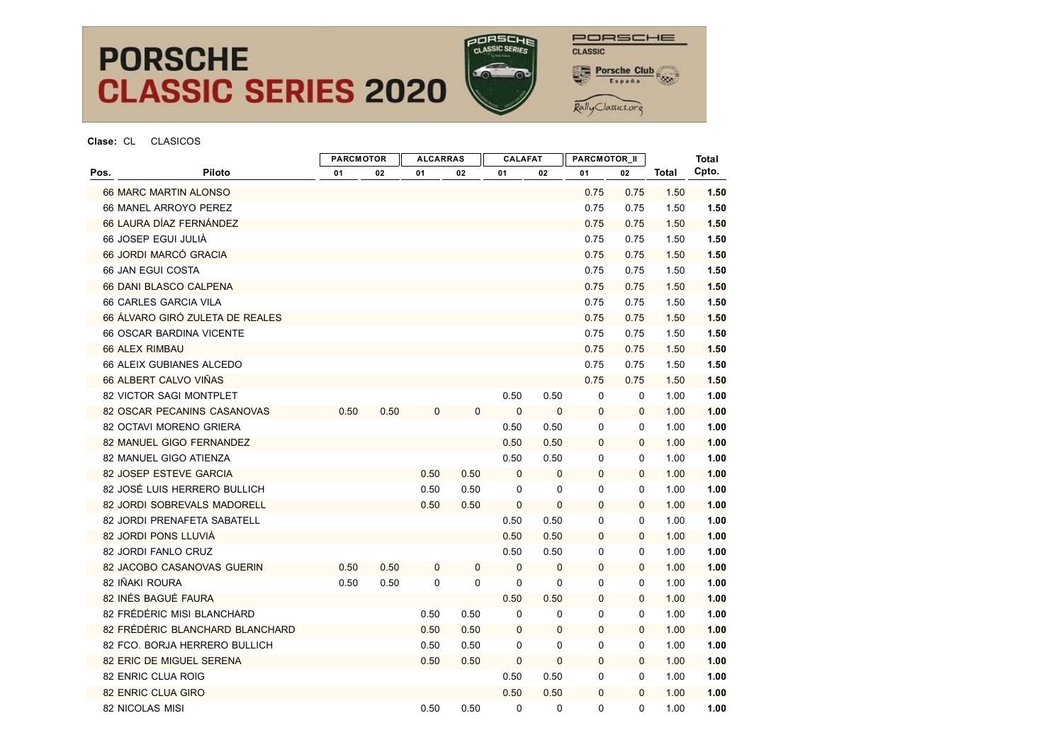# PORSCHE CLASSIC SERIES 2020

**Clase:** CL CLASICOS

| Pos. | Piloto | PARCMOTOR | | ALCARRAS | | CALAFAT | | PARCMOTOR_II | | Total | Total Cpto. |
|---|---|---|---|---|---|---|---|---|---|---|---|
| | | 01 | 02 | 01 | 02 | 01 | 02 | 01 | 02 | | |
| 66 | MARC MARTIN ALONSO | | | | | | | 0.75 | 0.75 | 1.50 | **1.50** |
| 66 | MANEL ARROYO PEREZ | | | | | | | 0.75 | 0.75 | 1.50 | **1.50** |
| 66 | LAURA DÍAZ FERNÁNDEZ | | | | | | | 0.75 | 0.75 | 1.50 | **1.50** |
| 66 | JOSEP EGUI JULIÀ | | | | | | | 0.75 | 0.75 | 1.50 | **1.50** |
| 66 | JORDI MARCÓ GRACIA | | | | | | | 0.75 | 0.75 | 1.50 | **1.50** |
| 66 | JAN EGUI COSTA | | | | | | | 0.75 | 0.75 | 1.50 | **1.50** |
| 66 | DANI BLASCO CALPENA | | | | | | | 0.75 | 0.75 | 1.50 | **1.50** |
| 66 | CARLES GARCIA VILA | | | | | | | 0.75 | 0.75 | 1.50 | **1.50** |
| 66 | ÁLVARO GIRÓ ZULETA DE REALES | | | | | | | 0.75 | 0.75 | 1.50 | **1.50** |
| 66 | OSCAR BARDINA VICENTE | | | | | | | 0.75 | 0.75 | 1.50 | **1.50** |
| 66 | ALEX RIMBAU | | | | | | | 0.75 | 0.75 | 1.50 | **1.50** |
| 66 | ALEIX GUBIANES ALCEDO | | | | | | | 0.75 | 0.75 | 1.50 | **1.50** |
| 66 | ALBERT CALVO VIÑAS | | | | | | | 0.75 | 0.75 | 1.50 | **1.50** |
| 82 | VICTOR SAGI MONTPLET | | | | | 0.50 | 0.50 | 0 | 0 | 1.00 | **1.00** |
| 82 | OSCAR PECANINS CASANOVAS | 0.50 | 0.50 | 0 | 0 | 0 | 0 | 0 | 0 | 1.00 | **1.00** |
| 82 | OCTAVI MORENO GRIERA | | | | | 0.50 | 0.50 | 0 | 0 | 1.00 | **1.00** |
| 82 | MANUEL GIGO FERNANDEZ | | | | | 0.50 | 0.50 | 0 | 0 | 1.00 | **1.00** |
| 82 | MANUEL GIGO ATIENZA | | | | | 0.50 | 0.50 | 0 | 0 | 1.00 | **1.00** |
| 82 | JOSEP ESTEVE GARCIA | | | 0.50 | 0.50 | 0 | 0 | 0 | 0 | 1.00 | **1.00** |
| 82 | JOSÉ LUIS HERRERO BULLICH | | | 0.50 | 0.50 | 0 | 0 | 0 | 0 | 1.00 | **1.00** |
| 82 | JORDI SOBREVALS MADORELL | | | 0.50 | 0.50 | 0 | 0 | 0 | 0 | 1.00 | **1.00** |
| 82 | JORDI PRENAFETA SABATELL | | | | | 0.50 | 0.50 | 0 | 0 | 1.00 | **1.00** |
| 82 | JORDI PONS LLUVIÀ | | | | | 0.50 | 0.50 | 0 | 0 | 1.00 | **1.00** |
| 82 | JORDI FANLO CRUZ | | | | | 0.50 | 0.50 | 0 | 0 | 1.00 | **1.00** |
| 82 | JACOBO CASANOVAS GUERIN | 0.50 | 0.50 | 0 | 0 | 0 | 0 | 0 | 0 | 1.00 | **1.00** |
| 82 | IÑAKI ROURA | 0.50 | 0.50 | 0 | 0 | 0 | 0 | 0 | 0 | 1.00 | **1.00** |
| 82 | INÉS BAGUÉ FAURA | | | | | 0.50 | 0.50 | 0 | 0 | 1.00 | **1.00** |
| 82 | FRÉDÉRIC MISI BLANCHARD | | | 0.50 | 0.50 | 0 | 0 | 0 | 0 | 1.00 | **1.00** |
| 82 | FRÉDÉRIC BLANCHARD BLANCHARD | | | 0.50 | 0.50 | 0 | 0 | 0 | 0 | 1.00 | **1.00** |
| 82 | FCO. BORJA HERRERO BULLICH | | | 0.50 | 0.50 | 0 | 0 | 0 | 0 | 1.00 | **1.00** |
| 82 | ERIC DE MIGUEL SERENA | | | 0.50 | 0.50 | 0 | 0 | 0 | 0 | 1.00 | **1.00** |
| 82 | ENRIC CLUA ROIG | | | | | 0.50 | 0.50 | 0 | 0 | 1.00 | **1.00** |
| 82 | ENRIC CLUA GIRO | | | | | 0.50 | 0.50 | 0 | 0 | 1.00 | **1.00** |
| 82 | NICOLAS MISI | | | 0.50 | 0.50 | 0 | 0 | 0 | 0 | 1.00 | **1.00** |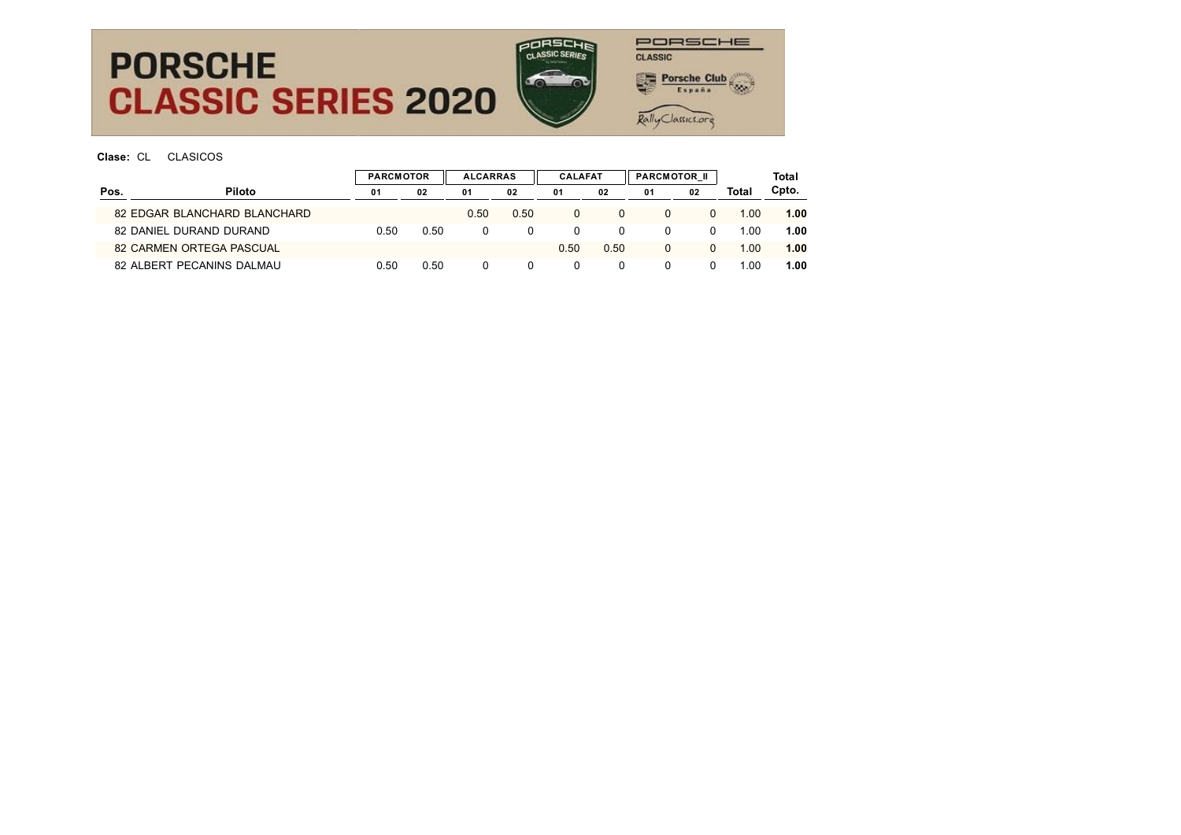# PORSCHE CLASSIC SERIES 2020

**Clase:** CL CLASICOS

| Pos. | Piloto | PARCMOTOR 01 | PARCMOTOR 02 | ALCARRAS 01 | ALCARRAS 02 | CALAFAT 01 | CALAFAT 02 | PARCMOTOR_II 01 | PARCMOTOR_II 02 | Total | Total Cpto. |
|---|---|---|---|---|---|---|---|---|---|---|---|
| 82 | EDGAR BLANCHARD BLANCHARD | | | 0.50 | 0.50 | 0 | 0 | 0 | 0 | 1.00 | **1.00** |
| 82 | DANIEL DURAND DURAND | 0.50 | 0.50 | 0 | 0 | 0 | 0 | 0 | 0 | 1.00 | **1.00** |
| 82 | CARMEN ORTEGA PASCUAL | | | | | 0.50 | 0.50 | 0 | 0 | 1.00 | **1.00** |
| 82 | ALBERT PECANINS DALMAU | 0.50 | 0.50 | 0 | 0 | 0 | 0 | 0 | 0 | 1.00 | **1.00** |